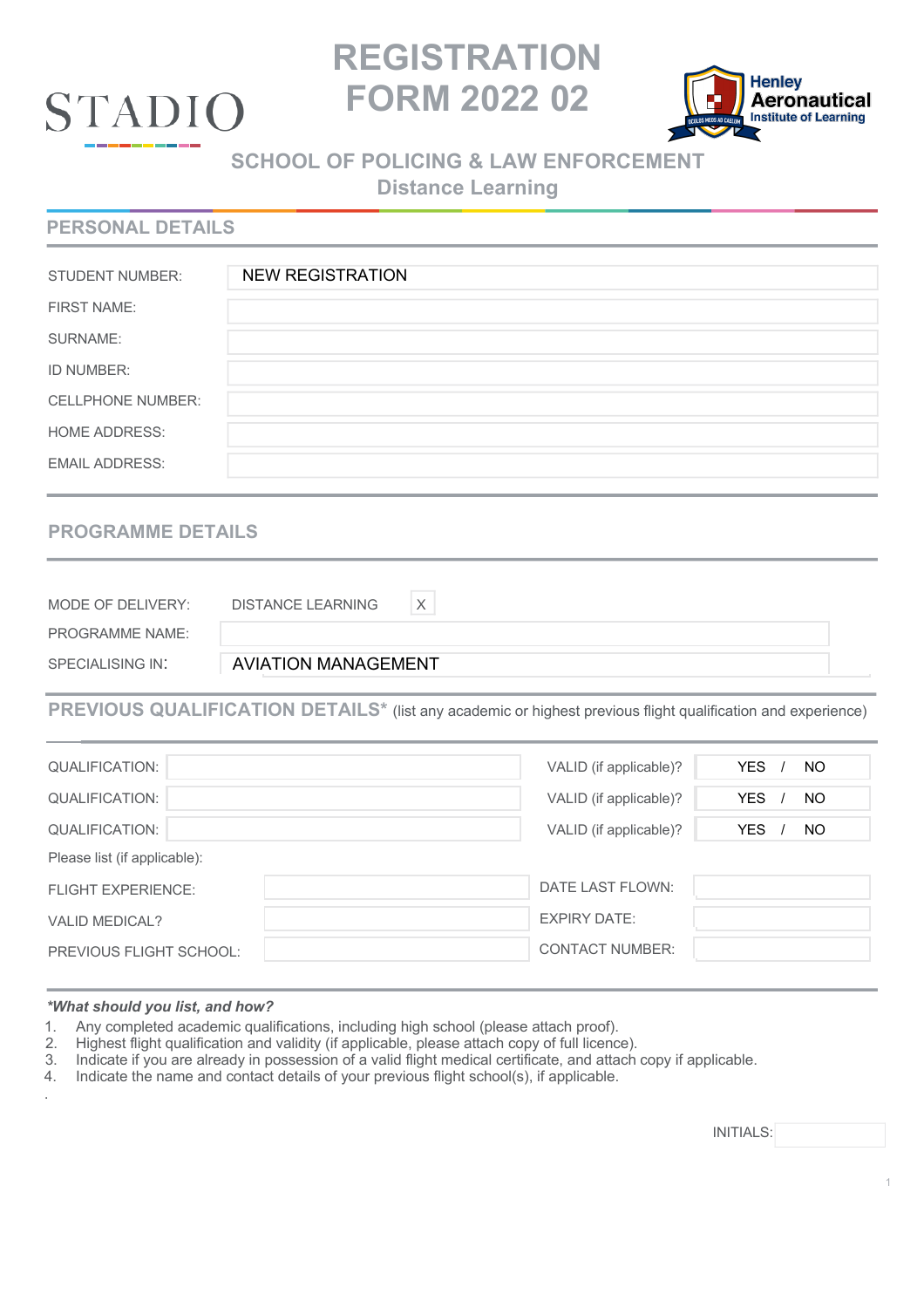STADIO

# REGISTRATION FORM 2022 02

Henley Aeronautical Institute of Learning

## SCHOOL OF POLICING & LAW ENFORCEMENT
### Distance Learning

## PERSONAL DETAILS

| | |
|---|---|
| STUDENT NUMBER: | NEW REGISTRATION |
| FIRST NAME: | |
| SURNAME: | |
| ID NUMBER: | |
| CELLPHONE NUMBER: | |
| HOME ADDRESS: | |
| EMAIL ADDRESS: | |

## PROGRAMME DETAILS

| | | |
|---|---|---|
| MODE OF DELIVERY: | DISTANCE LEARNING | X |
| PROGRAMME NAME: | | |
| SPECIALISING IN: | AVIATION MANAGEMENT | |

## PREVIOUS QUALIFICATION DETAILS* (list any academic or highest previous flight qualification and experience)

| | | | |
|---|---|---|---|
| QUALIFICATION: | | VALID (if applicable)? | YES / NO |
| QUALIFICATION: | | VALID (if applicable)? | YES / NO |
| QUALIFICATION: | | VALID (if applicable)? | YES / NO |

Please list (if applicable):

| | | | |
|---|---|---|---|
| FLIGHT EXPERIENCE: | | DATE LAST FLOWN: | |
| VALID MEDICAL? | | EXPIRY DATE: | |
| PREVIOUS FLIGHT SCHOOL: | | CONTACT NUMBER: | |

***What should you list, and how?***

1. Any completed academic qualifications, including high school (please attach proof).
2. Highest flight qualification and validity (if applicable, please attach copy of full licence).
3. Indicate if you are already in possession of a valid flight medical certificate, and attach copy if applicable.
4. Indicate the name and contact details of your previous flight school(s), if applicable.

INITIALS: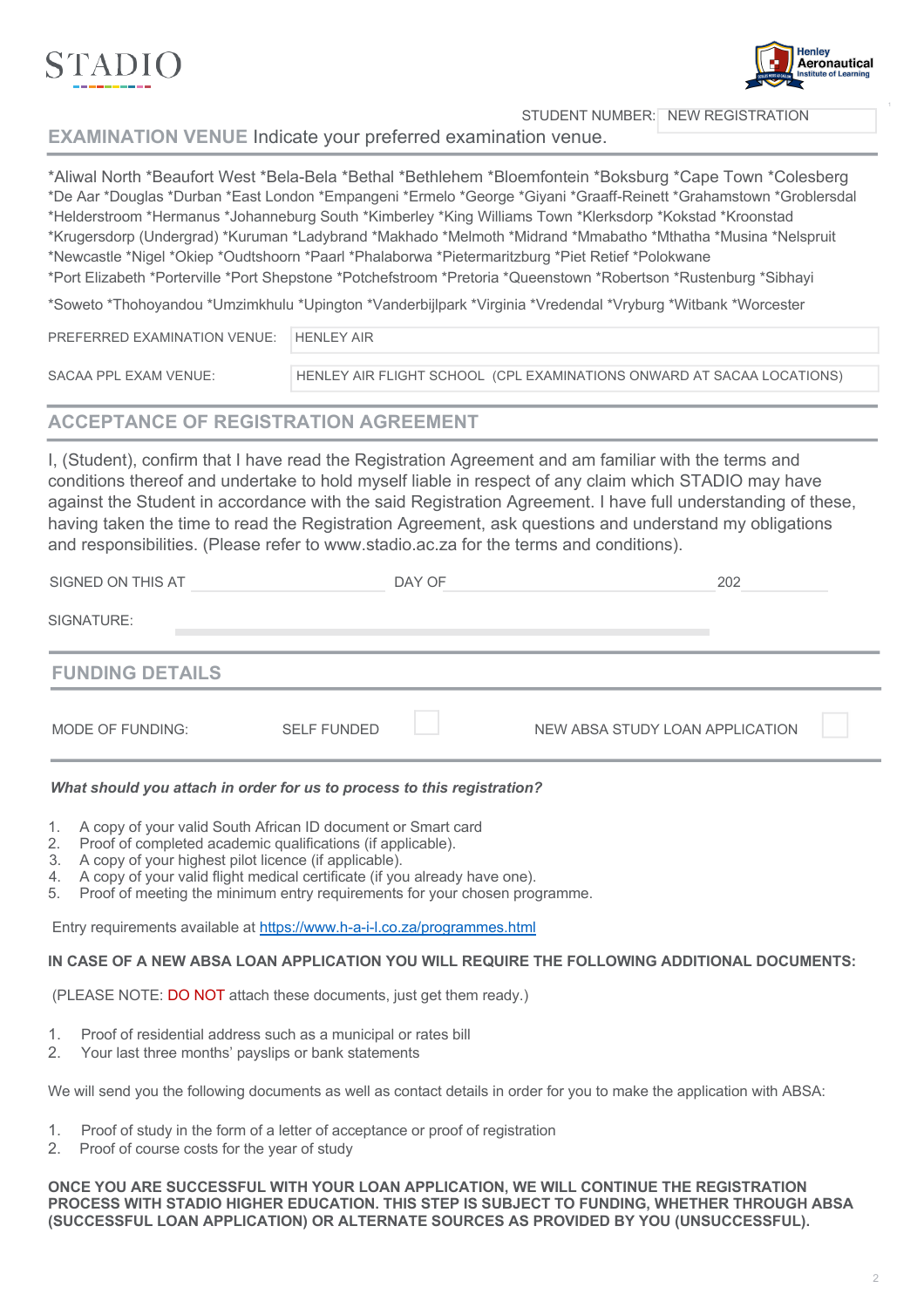STUDENT NUMBER: NEW REGISTRATION

## EXAMINATION VENUE Indicate your preferred examination venue.

*Aliwal North *Beaufort West *Bela-Bela *Bethal *Bethlehem *Bloemfontein *Boksburg *Cape Town *Colesberg *De Aar *Douglas *Durban *East London *Empangeni *Ermelo *George *Giyani *Graaff-Reinett *Grahamstown *Groblersdal *Helderstroom *Hermanus *Johanneburg South *Kimberley *King Williams Town *Klerksdorp *Kokstad *Kroonstad *Krugersdorp (Undergrad) *Kuruman *Ladybrand *Makhado *Melmoth *Midrand *Mmabatho *Mthatha *Musina *Nelspruit *Newcastle *Nigel *Okiep *Oudtshoorn *Paarl *Phalaborwa *Pietermaritzburg *Piet Retief *Polokwane *Port Elizabeth *Porterville *Port Shepstone *Potchefstroom *Pretoria *Queenstown *Robertson *Rustenburg *Sibhayi *Soweto *Thohoyandou *Umzimkhulu *Upington *Vanderbijlpark *Virginia *Vredendal *Vryburg *Witbank *Worcester

| | |
|---|---|
| PREFERRED EXAMINATION VENUE: | HENLEY AIR |
| SACAA PPL EXAM VENUE: | HENLEY AIR FLIGHT SCHOOL (CPL EXAMINATIONS ONWARD AT SACAA LOCATIONS) |

## ACCEPTANCE OF REGISTRATION AGREEMENT

I, (Student), confirm that I have read the Registration Agreement and am familiar with the terms and conditions thereof and undertake to hold myself liable in respect of any claim which STADIO may have against the Student in accordance with the said Registration Agreement. I have full understanding of these, having taken the time to read the Registration Agreement, ask questions and understand my obligations and responsibilities. (Please refer to www.stadio.ac.za for the terms and conditions).

SIGNED ON THIS AT ____________ DAY OF ____________ 202____

SIGNATURE: ____________

## FUNDING DETAILS

MODE OF FUNDING: SELF FUNDED ☐ NEW ABSA STUDY LOAN APPLICATION ☐

***What should you attach in order for us to process to this registration?***

1. A copy of your valid South African ID document or Smart card
2. Proof of completed academic qualifications (if applicable).
3. A copy of your highest pilot licence (if applicable).
4. A copy of your valid flight medical certificate (if you already have one).
5. Proof of meeting the minimum entry requirements for your chosen programme.

Entry requirements available at https://www.h-a-i-l.co.za/programmes.html

**IN CASE OF A NEW ABSA LOAN APPLICATION YOU WILL REQUIRE THE FOLLOWING ADDITIONAL DOCUMENTS:**

(PLEASE NOTE: DO NOT attach these documents, just get them ready.)

1. Proof of residential address such as a municipal or rates bill
2. Your last three months' payslips or bank statements

We will send you the following documents as well as contact details in order for you to make the application with ABSA:

1. Proof of study in the form of a letter of acceptance or proof of registration
2. Proof of course costs for the year of study

**ONCE YOU ARE SUCCESSFUL WITH YOUR LOAN APPLICATION, WE WILL CONTINUE THE REGISTRATION PROCESS WITH STADIO HIGHER EDUCATION. THIS STEP IS SUBJECT TO FUNDING, WHETHER THROUGH ABSA (SUCCESSFUL LOAN APPLICATION) OR ALTERNATE SOURCES AS PROVIDED BY YOU (UNSUCCESSFUL).**